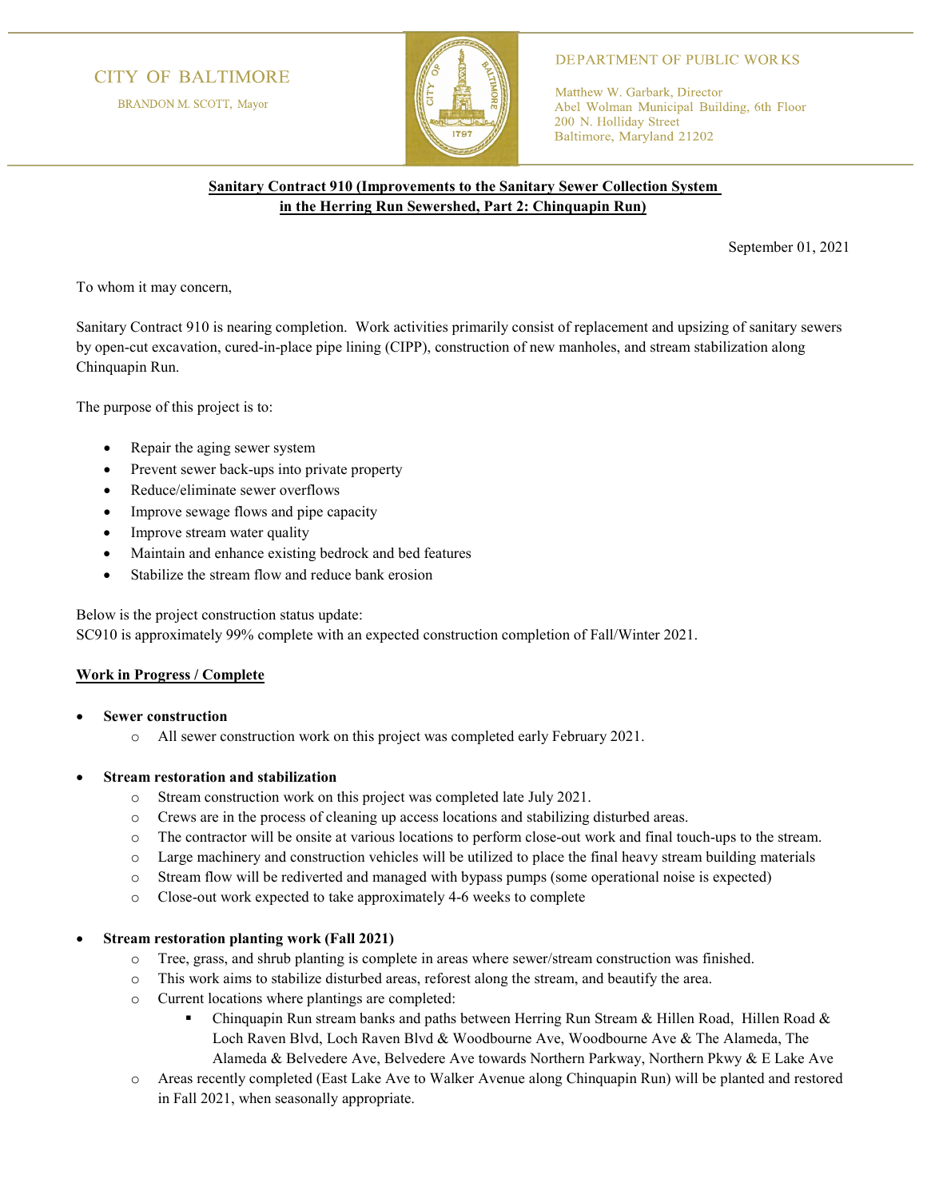CITY OF BALTIMORE

BRANDON M. SCOTT, Mayor

DEPARTMENT OF PUBLIC WORKS

Matthew W. Garbark, Director
Abel Wolman Municipal Building, 6th Floor
200 N. Holliday Street
Baltimore, Maryland 21202

**Sanitary Contract 910 (Improvements to the Sanitary Sewer Collection System in the Herring Run Sewershed, Part 2: Chinquapin Run)**

September 01, 2021

To whom it may concern,

Sanitary Contract 910 is nearing completion. Work activities primarily consist of replacement and upsizing of sanitary sewers by open-cut excavation, cured-in-place pipe lining (CIPP), construction of new manholes, and stream stabilization along Chinquapin Run.

The purpose of this project is to:

- Repair the aging sewer system
- Prevent sewer back-ups into private property
- Reduce/eliminate sewer overflows
- Improve sewage flows and pipe capacity
- Improve stream water quality
- Maintain and enhance existing bedrock and bed features
- Stabilize the stream flow and reduce bank erosion

Below is the project construction status update:
SC910 is approximately 99% complete with an expected construction completion of Fall/Winter 2021.

**Work in Progress / Complete**

- **Sewer construction**
  - All sewer construction work on this project was completed early February 2021.

- **Stream restoration and stabilization**
  - Stream construction work on this project was completed late July 2021.
  - Crews are in the process of cleaning up access locations and stabilizing disturbed areas.
  - The contractor will be onsite at various locations to perform close-out work and final touch-ups to the stream.
  - Large machinery and construction vehicles will be utilized to place the final heavy stream building materials
  - Stream flow will be rediverted and managed with bypass pumps (some operational noise is expected)
  - Close-out work expected to take approximately 4-6 weeks to complete

- **Stream restoration planting work (Fall 2021)**
  - Tree, grass, and shrub planting is complete in areas where sewer/stream construction was finished.
  - This work aims to stabilize disturbed areas, reforest along the stream, and beautify the area.
  - Current locations where plantings are completed:
    - Chinquapin Run stream banks and paths between Herring Run Stream & Hillen Road, Hillen Road & Loch Raven Blvd, Loch Raven Blvd & Woodbourne Ave, Woodbourne Ave & The Alameda, The Alameda & Belvedere Ave, Belvedere Ave towards Northern Parkway, Northern Pkwy & E Lake Ave
  - Areas recently completed (East Lake Ave to Walker Avenue along Chinquapin Run) will be planted and restored in Fall 2021, when seasonally appropriate.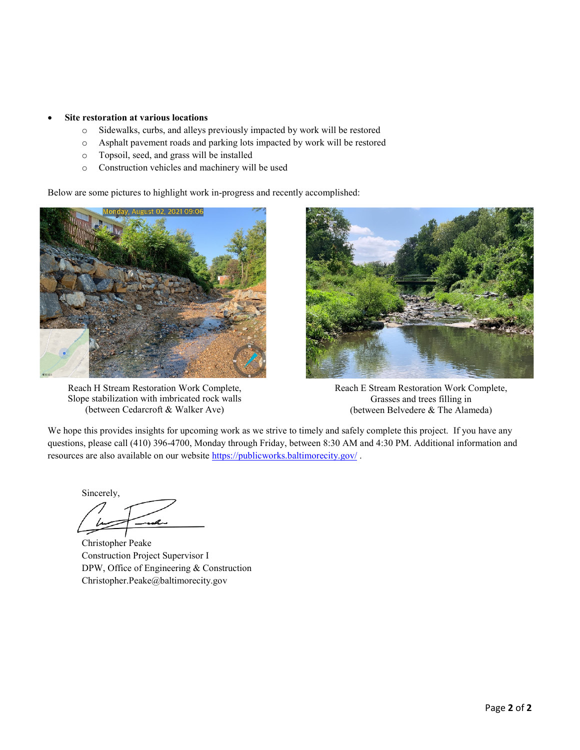- **Site restoration at various locations**
    - Sidewalks, curbs, and alleys previously impacted by work will be restored
    - Asphalt pavement roads and parking lots impacted by work will be restored
    - Topsoil, seed, and grass will be installed
    - Construction vehicles and machinery will be used

Below are some pictures to highlight work in-progress and recently accomplished:

Reach H Stream Restoration Work Complete,
Slope stabilization with imbricated rock walls
(between Cedarcroft & Walker Ave)

Reach E Stream Restoration Work Complete,
Grasses and trees filling in
(between Belvedere & The Alameda)

We hope this provides insights for upcoming work as we strive to timely and safely complete this project. If you have any questions, please call (410) 396-4700, Monday through Friday, between 8:30 AM and 4:30 PM. Additional information and resources are also available on our website https://publicworks.baltimorecity.gov/ .

Sincerely,

Christopher Peake
Construction Project Supervisor I
DPW, Office of Engineering & Construction
Christopher.Peake@baltimorecity.gov